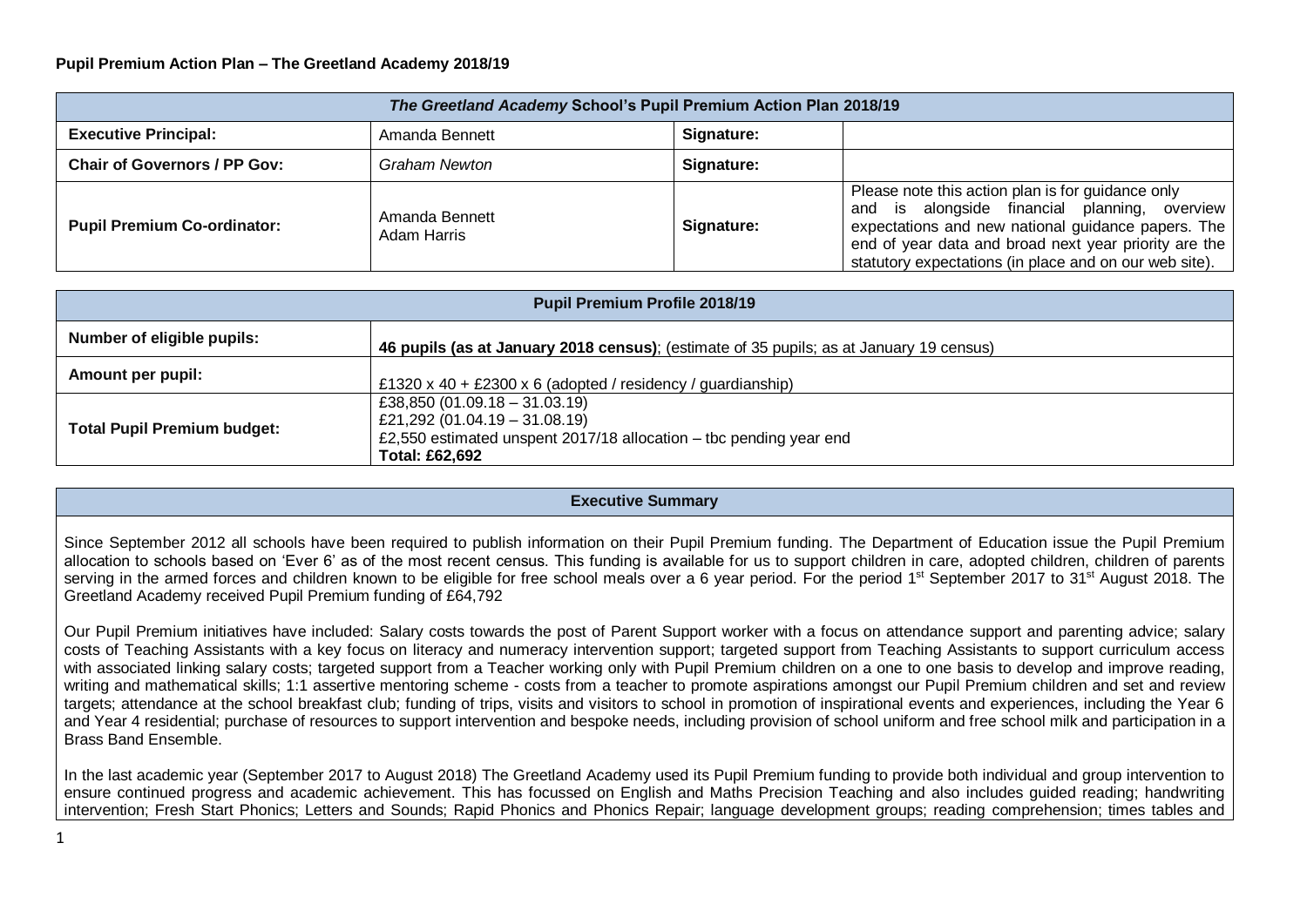**Pupil Premium Action Plan – The Greetland Academy 2018/19**

| *The Greetland Academy* School's Pupil Premium Action Plan 2018/19 | | | |
|---|---|---|---|
| **Executive Principal:** | Amanda Bennett | **Signature:** | |
| **Chair of Governors / PP Gov:** | *Graham Newton* | **Signature:** | |
| **Pupil Premium Co-ordinator:** | Amanda Bennett<br>Adam Harris | **Signature:** | Please note this action plan is for guidance only and is alongside financial planning, overview expectations and new national guidance papers. The end of year data and broad next year priority are the statutory expectations (in place and on our web site). |

| Pupil Premium Profile 2018/19 | |
|---|---|
| **Number of eligible pupils:** | **46 pupils (as at January 2018 census)**; (estimate of 35 pupils; as at January 19 census) |
| **Amount per pupil:** | £1320 x 40 + £2300 x 6 (adopted / residency / guardianship) |
| **Total Pupil Premium budget:** | £38,850 (01.09.18 – 31.03.19)<br>£21,292 (01.04.19 – 31.08.19)<br>£2,550 estimated unspent 2017/18 allocation – tbc pending year end<br>**Total: £62,692** |

| Executive Summary |
|---|
| Since September 2012 all schools have been required to publish information on their Pupil Premium funding. The Department of Education issue the Pupil Premium allocation to schools based on 'Ever 6' as of the most recent census. This funding is available for us to support children in care, adopted children, children of parents serving in the armed forces and children known to be eligible for free school meals over a 6 year period. For the period 1st September 2017 to 31st August 2018. The Greetland Academy received Pupil Premium funding of £64,792<br><br>Our Pupil Premium initiatives have included: Salary costs towards the post of Parent Support worker with a focus on attendance support and parenting advice; salary costs of Teaching Assistants with a key focus on literacy and numeracy intervention support; targeted support from Teaching Assistants to support curriculum access with associated linking salary costs; targeted support from a Teacher working only with Pupil Premium children on a one to one basis to develop and improve reading, writing and mathematical skills; 1:1 assertive mentoring scheme - costs from a teacher to promote aspirations amongst our Pupil Premium children and set and review targets; attendance at the school breakfast club; funding of trips, visits and visitors to school in promotion of inspirational events and experiences, including the Year 6 and Year 4 residential; purchase of resources to support intervention and bespoke needs, including provision of school uniform and free school milk and participation in a Brass Band Ensemble.<br><br>In the last academic year (September 2017 to August 2018) The Greetland Academy used its Pupil Premium funding to provide both individual and group intervention to ensure continued progress and academic achievement. This has focussed on English and Maths Precision Teaching and also includes guided reading; handwriting intervention; Fresh Start Phonics; Letters and Sounds; Rapid Phonics and Phonics Repair; language development groups; reading comprehension; times tables and |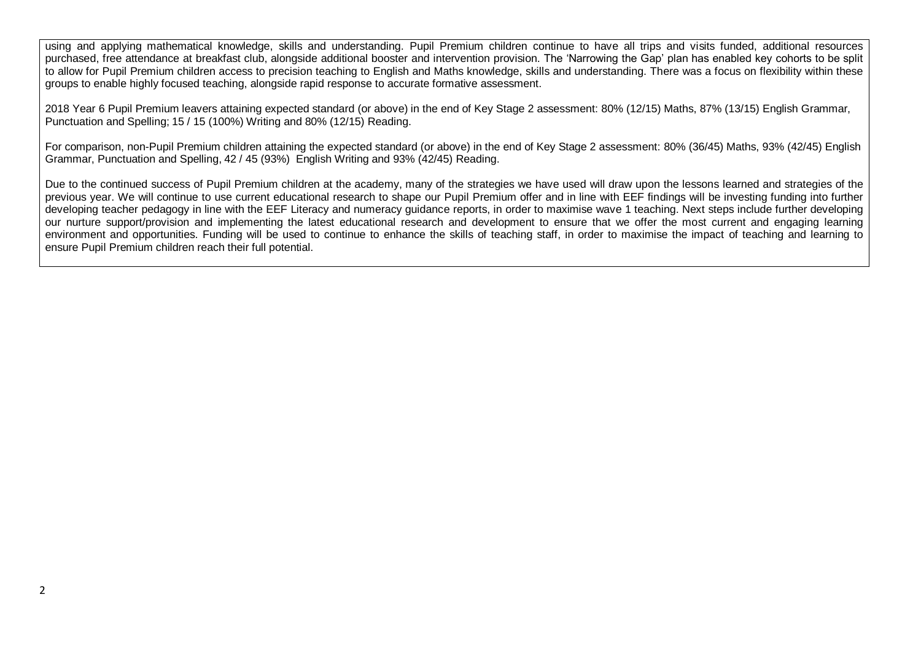using and applying mathematical knowledge, skills and understanding. Pupil Premium children continue to have all trips and visits funded, additional resources purchased, free attendance at breakfast club, alongside additional booster and intervention provision. The 'Narrowing the Gap' plan has enabled key cohorts to be split to allow for Pupil Premium children access to precision teaching to English and Maths knowledge, skills and understanding. There was a focus on flexibility within these groups to enable highly focused teaching, alongside rapid response to accurate formative assessment.

2018 Year 6 Pupil Premium leavers attaining expected standard (or above) in the end of Key Stage 2 assessment: 80% (12/15) Maths, 87% (13/15) English Grammar, Punctuation and Spelling; 15 / 15 (100%) Writing and 80% (12/15) Reading.

For comparison, non-Pupil Premium children attaining the expected standard (or above) in the end of Key Stage 2 assessment: 80% (36/45) Maths, 93% (42/45) English Grammar, Punctuation and Spelling, 42 / 45 (93%) English Writing and 93% (42/45) Reading.

Due to the continued success of Pupil Premium children at the academy, many of the strategies we have used will draw upon the lessons learned and strategies of the previous year. We will continue to use current educational research to shape our Pupil Premium offer and in line with EEF findings will be investing funding into further developing teacher pedagogy in line with the EEF Literacy and numeracy guidance reports, in order to maximise wave 1 teaching. Next steps include further developing our nurture support/provision and implementing the latest educational research and development to ensure that we offer the most current and engaging learning environment and opportunities. Funding will be used to continue to enhance the skills of teaching staff, in order to maximise the impact of teaching and learning to ensure Pupil Premium children reach their full potential.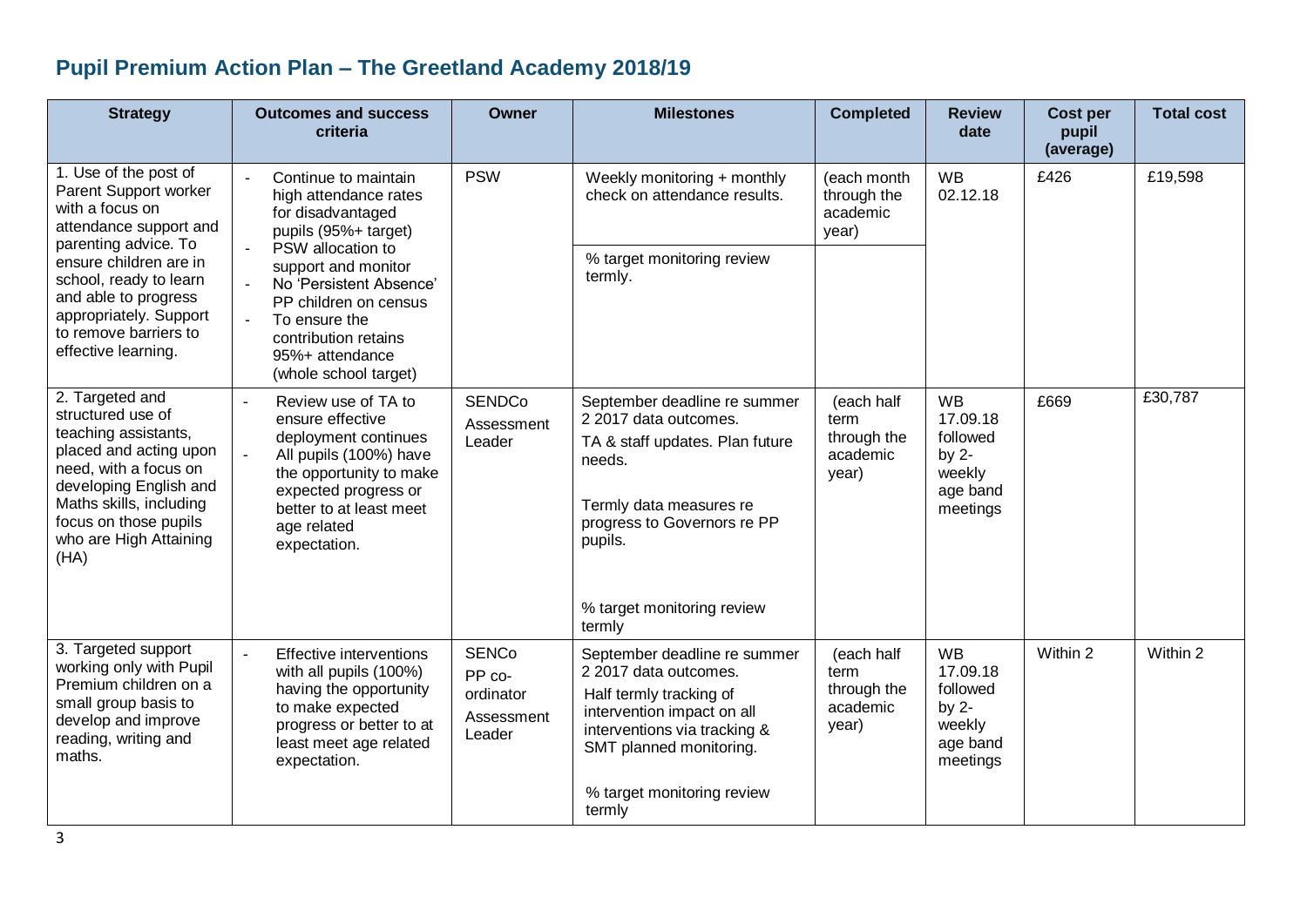# Pupil Premium Action Plan – The Greetland Academy 2018/19

| Strategy | Outcomes and success criteria | Owner | Milestones | Completed | Review date | Cost per pupil (average) | Total cost |
|---|---|---|---|---|---|---|---|
| 1. Use of the post of Parent Support worker with a focus on attendance support and parenting advice. To ensure children are in school, ready to learn and able to progress appropriately. Support to remove barriers to effective learning. | - Continue to maintain high attendance rates for disadvantaged pupils (95%+ target)<br>- PSW allocation to support and monitor<br>- No 'Persistent Absence' PP children on census<br>- To ensure the contribution retains 95%+ attendance (whole school target) | PSW | Weekly monitoring + monthly check on attendance results.<br><br>% target monitoring review termly. | (each month through the academic year) | WB 02.12.18 | £426 | £19,598 |
| 2. Targeted and structured use of teaching assistants, placed and acting upon need, with a focus on developing English and Maths skills, including focus on those pupils who are High Attaining (HA) | - Review use of TA to ensure effective deployment continues<br>- All pupils (100%) have the opportunity to make expected progress or better to at least meet age related expectation. | SENDCo<br>Assessment Leader | September deadline re summer 2 2017 data outcomes.<br>TA & staff updates. Plan future needs.<br><br>Termly data measures re progress to Governors re PP pupils.<br><br>% target monitoring review termly | (each half term through the academic year) | WB 17.09.18 followed by 2-weekly age band meetings | £669 | £30,787 |
| 3. Targeted support working only with Pupil Premium children on a small group basis to develop and improve reading, writing and maths. | - Effective interventions with all pupils (100%) having the opportunity to make expected progress or better to at least meet age related expectation. | SENCo<br>PP co-ordinator<br>Assessment Leader | September deadline re summer 2 2017 data outcomes.<br>Half termly tracking of intervention impact on all interventions via tracking & SMT planned monitoring.<br><br>% target monitoring review termly | (each half term through the academic year) | WB 17.09.18 followed by 2-weekly age band meetings | Within 2 | Within 2 |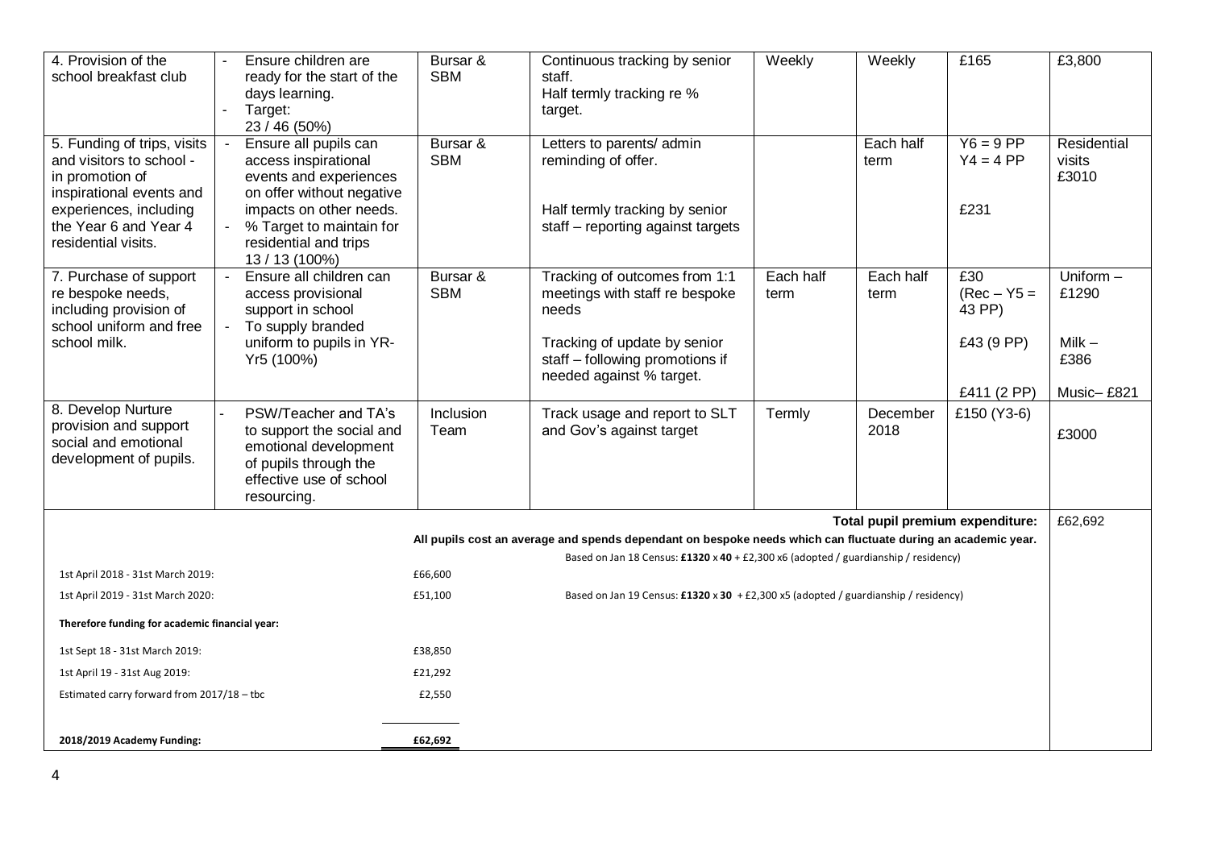| 4. Provision of the school breakfast club | - Ensure children are ready for the start of the days learning.<br>- Target: 23 / 46 (50%) | Bursar & SBM | Continuous tracking by senior staff.<br>Half termly tracking re % target. | Weekly | Weekly | £165 | £3,800 |
|---|---|---|---|---|---|---|---|
| 5. Funding of trips, visits and visitors to school - in promotion of inspirational events and experiences, including the Year 6 and Year 4 residential visits. | - Ensure all pupils can access inspirational events and experiences on offer without negative impacts on other needs.<br>- % Target to maintain for residential and trips 13 / 13 (100%) | Bursar & SBM | Letters to parents/ admin reminding of offer.<br><br>Half termly tracking by senior staff – reporting against targets | | Each half term | Y6 = 9 PP<br>Y4 = 4 PP<br><br>£231 | Residential visits £3010 |
| 7. Purchase of support re bespoke needs, including provision of school uniform and free school milk. | - Ensure all children can access provisional support in school<br>- To supply branded uniform to pupils in YR-Yr5 (100%) | Bursar & SBM | Tracking of outcomes from 1:1 meetings with staff re bespoke needs<br><br>Tracking of update by senior staff – following promotions if needed against % target. | Each half term | Each half term | £30 (Rec – Y5 = 43 PP)<br><br>£43 (9 PP)<br><br>£411 (2 PP) | Uniform – £1290<br><br>Milk – £386<br><br>Music– £821 |
| 8. Develop Nurture provision and support social and emotional development of pupils. | - PSW/Teacher and TA's to support the social and emotional development of pupils through the effective use of school resourcing. | Inclusion Team | Track usage and report to SLT and Gov's against target | Termly | December 2018 | £150 (Y3-6) | £3000 |
| | | | | | **Total pupil premium expenditure:** | | £62,692 |

**All pupils cost an average and spends dependant on bespoke needs which can fluctuate during an academic year.**

| | | |
|---|---|---|
| | | Based on Jan 18 Census: **£1320** x **40** + £2,300 x6 (adopted / guardianship / residency) |
| 1st April 2018 - 31st March 2019: | £66,600 | |
| 1st April 2019 - 31st March 2020: | £51,100 | Based on Jan 19 Census: **£1320** x **30** + £2,300 x5 (adopted / guardianship / residency) |
| **Therefore funding for academic financial year:** | | |
| 1st Sept 18 - 31st March 2019: | £38,850 | |
| 1st April 19 - 31st Aug 2019: | £21,292 | |
| Estimated carry forward from 2017/18 – tbc | £2,550 | |
| **2018/2019 Academy Funding:** | **£62,692** | |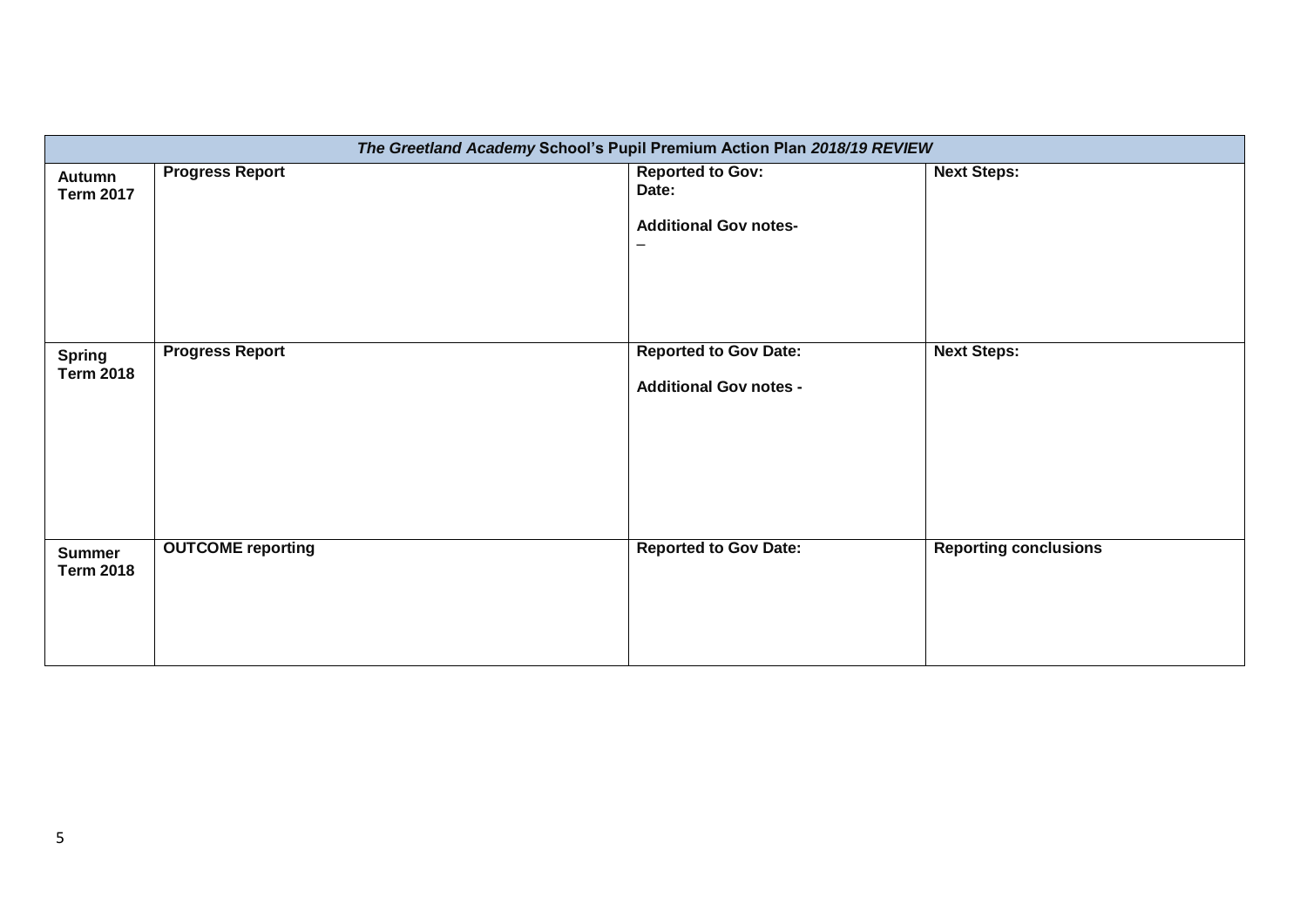| *The Greetland Academy* School's Pupil Premium Action Plan *2018/19 REVIEW* | | | |
|---|---|---|---|
| **Autumn Term 2017** | **Progress Report** | **Reported to Gov: Date:**<br><br>**Additional Gov notes-**<br>– | **Next Steps:** |
| **Spring Term 2018** | **Progress Report** | **Reported to Gov Date:**<br><br>**Additional Gov notes -** | **Next Steps:** |
| **Summer Term 2018** | **OUTCOME reporting** | **Reported to Gov Date:** | **Reporting conclusions** |